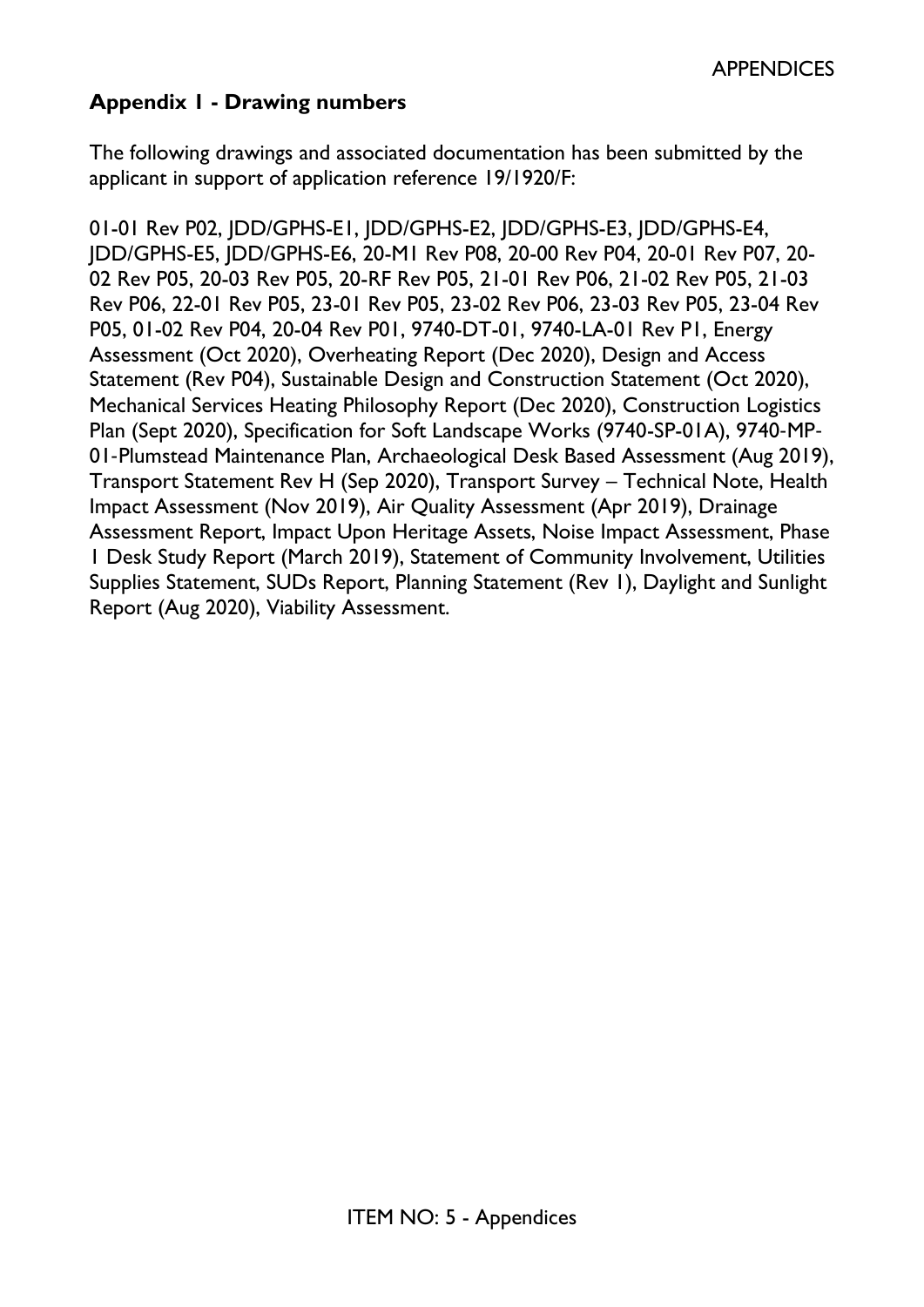## Appendix 1 - Drawing numbers

The following drawings and associated documentation has been submitted by the applicant in support of application reference 19/1920/F:

01-01 Rev P02, JDD/GPHS-E1, JDD/GPHS-E2, JDD/GPHS-E3, JDD/GPHS-E4, JDD/GPHS-E5, JDD/GPHS-E6, 20-M1 Rev P08, 20-00 Rev P04, 20-01 Rev P07, 20-02 Rev P05, 20-03 Rev P05, 20-RF Rev P05, 21-01 Rev P06, 21-02 Rev P05, 21-03 Rev P06, 22-01 Rev P05, 23-01 Rev P05, 23-02 Rev P06, 23-03 Rev P05, 23-04 Rev P05, 01-02 Rev P04, 20-04 Rev P01, 9740-DT-01, 9740-LA-01 Rev P1, Energy Assessment (Oct 2020), Overheating Report (Dec 2020), Design and Access Statement (Rev P04), Sustainable Design and Construction Statement (Oct 2020), Mechanical Services Heating Philosophy Report (Dec 2020), Construction Logistics Plan (Sept 2020), Specification for Soft Landscape Works (9740-SP-01A), 9740-MP-01-Plumstead Maintenance Plan, Archaeological Desk Based Assessment (Aug 2019), Transport Statement Rev H (Sep 2020), Transport Survey – Technical Note, Health Impact Assessment (Nov 2019), Air Quality Assessment (Apr 2019), Drainage Assessment Report, Impact Upon Heritage Assets, Noise Impact Assessment, Phase 1 Desk Study Report (March 2019), Statement of Community Involvement, Utilities Supplies Statement, SUDs Report, Planning Statement (Rev 1), Daylight and Sunlight Report (Aug 2020), Viability Assessment.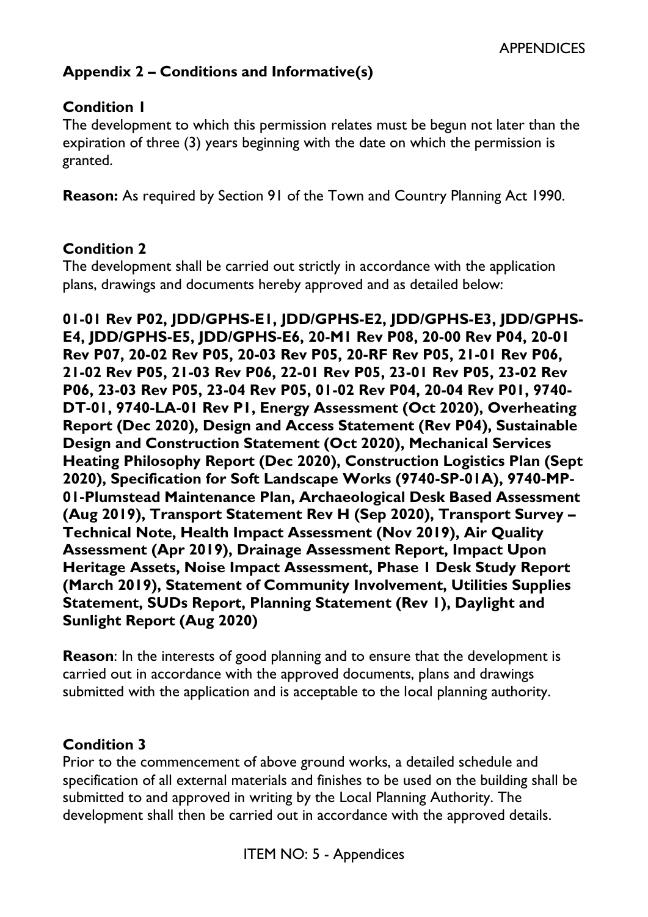## Appendix 2 – Conditions and Informative(s)

### Condition 1

The development to which this permission relates must be begun not later than the expiration of three (3) years beginning with the date on which the permission is granted.

**Reason:** As required by Section 91 of the Town and Country Planning Act 1990.

### Condition 2

The development shall be carried out strictly in accordance with the application plans, drawings and documents hereby approved and as detailed below:

**01-01 Rev P02, JDD/GPHS-E1, JDD/GPHS-E2, JDD/GPHS-E3, JDD/GPHS-E4, JDD/GPHS-E5, JDD/GPHS-E6, 20-M1 Rev P08, 20-00 Rev P04, 20-01 Rev P07, 20-02 Rev P05, 20-03 Rev P05, 20-RF Rev P05, 21-01 Rev P06, 21-02 Rev P05, 21-03 Rev P06, 22-01 Rev P05, 23-01 Rev P05, 23-02 Rev P06, 23-03 Rev P05, 23-04 Rev P05, 01-02 Rev P04, 20-04 Rev P01, 9740-DT-01, 9740-LA-01 Rev P1, Energy Assessment (Oct 2020), Overheating Report (Dec 2020), Design and Access Statement (Rev P04), Sustainable Design and Construction Statement (Oct 2020), Mechanical Services Heating Philosophy Report (Dec 2020), Construction Logistics Plan (Sept 2020), Specification for Soft Landscape Works (9740-SP-01A), 9740-MP-01-Plumstead Maintenance Plan, Archaeological Desk Based Assessment (Aug 2019), Transport Statement Rev H (Sep 2020), Transport Survey – Technical Note, Health Impact Assessment (Nov 2019), Air Quality Assessment (Apr 2019), Drainage Assessment Report, Impact Upon Heritage Assets, Noise Impact Assessment, Phase 1 Desk Study Report (March 2019), Statement of Community Involvement, Utilities Supplies Statement, SUDs Report, Planning Statement (Rev 1), Daylight and Sunlight Report (Aug 2020)**

**Reason**: In the interests of good planning and to ensure that the development is carried out in accordance with the approved documents, plans and drawings submitted with the application and is acceptable to the local planning authority.

### Condition 3

Prior to the commencement of above ground works, a detailed schedule and specification of all external materials and finishes to be used on the building shall be submitted to and approved in writing by the Local Planning Authority. The development shall then be carried out in accordance with the approved details.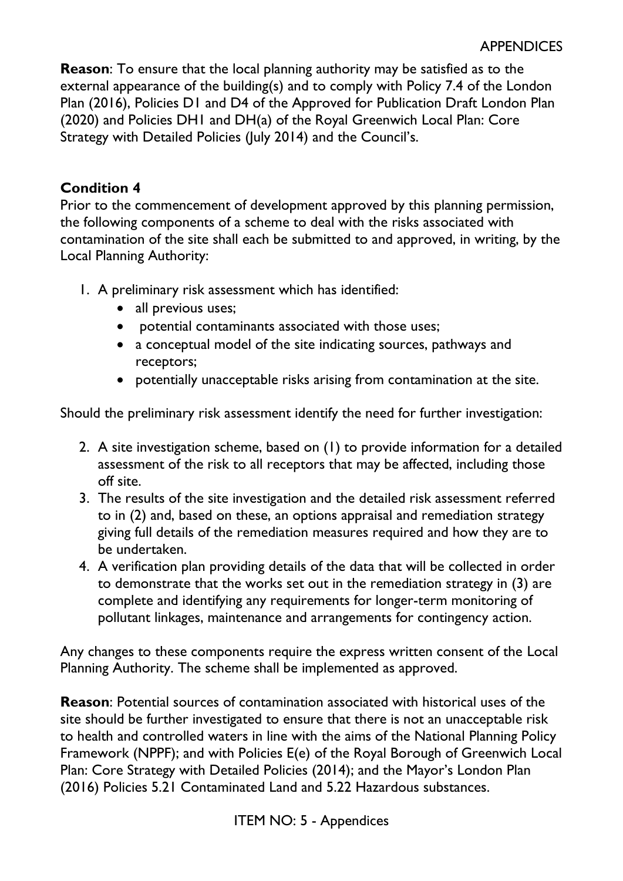**Reason**: To ensure that the local planning authority may be satisfied as to the external appearance of the building(s) and to comply with Policy 7.4 of the London Plan (2016), Policies D1 and D4 of the Approved for Publication Draft London Plan (2020) and Policies DH1 and DH(a) of the Royal Greenwich Local Plan: Core Strategy with Detailed Policies (July 2014) and the Council's.

**Condition 4**

Prior to the commencement of development approved by this planning permission, the following components of a scheme to deal with the risks associated with contamination of the site shall each be submitted to and approved, in writing, by the Local Planning Authority:

1. A preliminary risk assessment which has identified:
   - all previous uses;
   - potential contaminants associated with those uses;
   - a conceptual model of the site indicating sources, pathways and receptors;
   - potentially unacceptable risks arising from contamination at the site.

Should the preliminary risk assessment identify the need for further investigation:

2. A site investigation scheme, based on (1) to provide information for a detailed assessment of the risk to all receptors that may be affected, including those off site.
3. The results of the site investigation and the detailed risk assessment referred to in (2) and, based on these, an options appraisal and remediation strategy giving full details of the remediation measures required and how they are to be undertaken.
4. A verification plan providing details of the data that will be collected in order to demonstrate that the works set out in the remediation strategy in (3) are complete and identifying any requirements for longer-term monitoring of pollutant linkages, maintenance and arrangements for contingency action.

Any changes to these components require the express written consent of the Local Planning Authority. The scheme shall be implemented as approved.

**Reason**: Potential sources of contamination associated with historical uses of the site should be further investigated to ensure that there is not an unacceptable risk to health and controlled waters in line with the aims of the National Planning Policy Framework (NPPF); and with Policies E(e) of the Royal Borough of Greenwich Local Plan: Core Strategy with Detailed Policies (2014); and the Mayor's London Plan (2016) Policies 5.21 Contaminated Land and 5.22 Hazardous substances.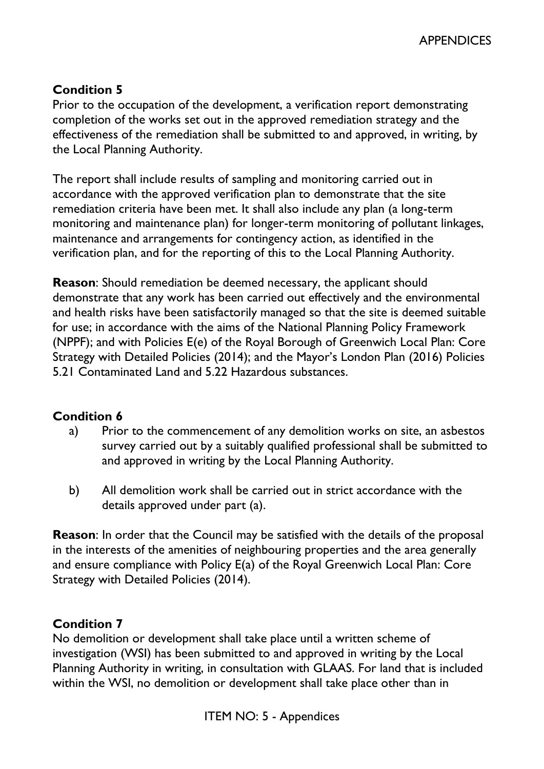**Condition 5**

Prior to the occupation of the development, a verification report demonstrating completion of the works set out in the approved remediation strategy and the effectiveness of the remediation shall be submitted to and approved, in writing, by the Local Planning Authority.

The report shall include results of sampling and monitoring carried out in accordance with the approved verification plan to demonstrate that the site remediation criteria have been met. It shall also include any plan (a long-term monitoring and maintenance plan) for longer-term monitoring of pollutant linkages, maintenance and arrangements for contingency action, as identified in the verification plan, and for the reporting of this to the Local Planning Authority.

**Reason**: Should remediation be deemed necessary, the applicant should demonstrate that any work has been carried out effectively and the environmental and health risks have been satisfactorily managed so that the site is deemed suitable for use; in accordance with the aims of the National Planning Policy Framework (NPPF); and with Policies E(e) of the Royal Borough of Greenwich Local Plan: Core Strategy with Detailed Policies (2014); and the Mayor's London Plan (2016) Policies 5.21 Contaminated Land and 5.22 Hazardous substances.

**Condition 6**

a) Prior to the commencement of any demolition works on site, an asbestos survey carried out by a suitably qualified professional shall be submitted to and approved in writing by the Local Planning Authority.

b) All demolition work shall be carried out in strict accordance with the details approved under part (a).

**Reason**: In order that the Council may be satisfied with the details of the proposal in the interests of the amenities of neighbouring properties and the area generally and ensure compliance with Policy E(a) of the Royal Greenwich Local Plan: Core Strategy with Detailed Policies (2014).

**Condition 7**

No demolition or development shall take place until a written scheme of investigation (WSI) has been submitted to and approved in writing by the Local Planning Authority in writing, in consultation with GLAAS. For land that is included within the WSI, no demolition or development shall take place other than in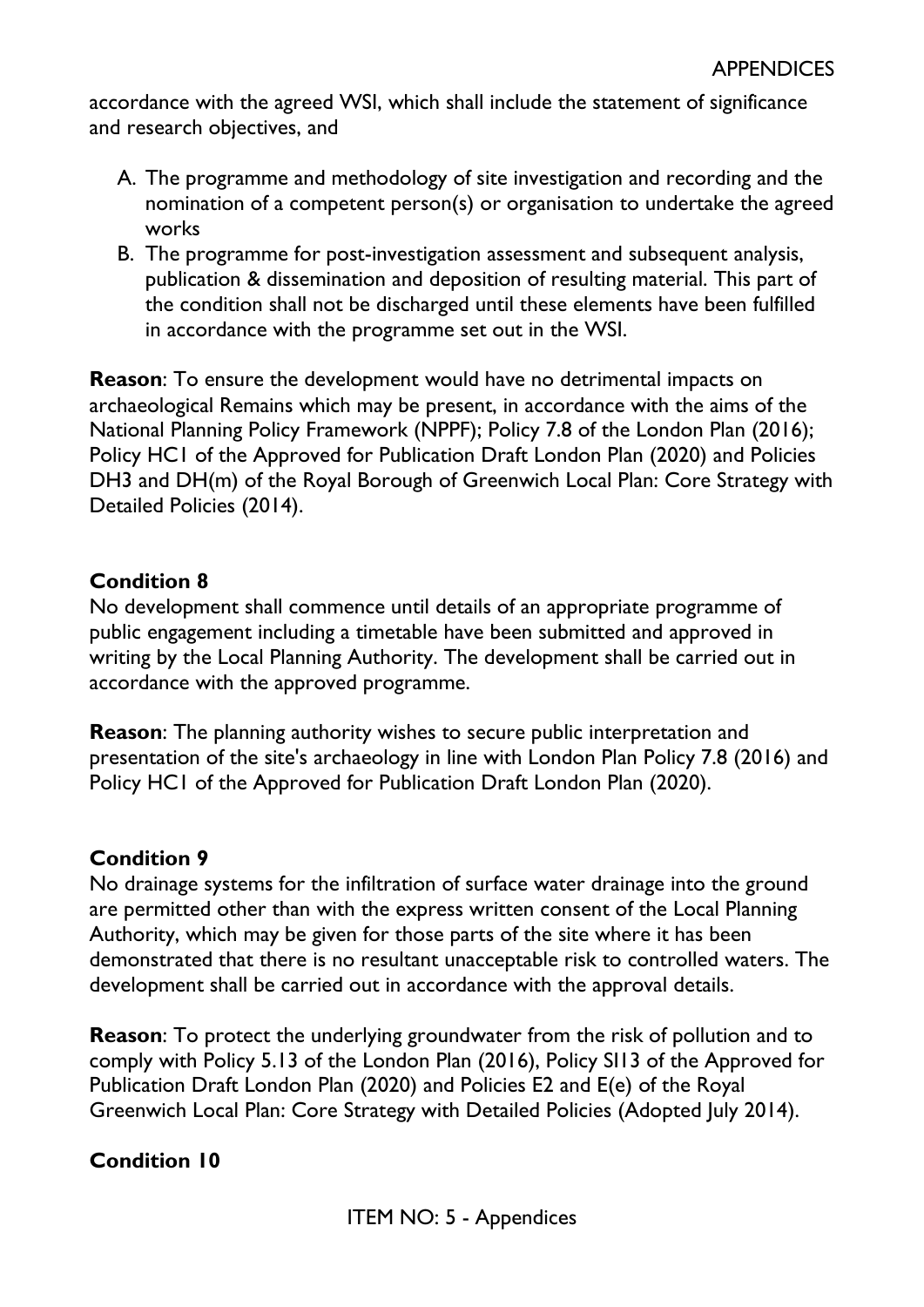accordance with the agreed WSI, which shall include the statement of significance and research objectives, and

A. The programme and methodology of site investigation and recording and the nomination of a competent person(s) or organisation to undertake the agreed works
B. The programme for post-investigation assessment and subsequent analysis, publication & dissemination and deposition of resulting material. This part of the condition shall not be discharged until these elements have been fulfilled in accordance with the programme set out in the WSI.

**Reason**: To ensure the development would have no detrimental impacts on archaeological Remains which may be present, in accordance with the aims of the National Planning Policy Framework (NPPF); Policy 7.8 of the London Plan (2016); Policy HC1 of the Approved for Publication Draft London Plan (2020) and Policies DH3 and DH(m) of the Royal Borough of Greenwich Local Plan: Core Strategy with Detailed Policies (2014).

**Condition 8**

No development shall commence until details of an appropriate programme of public engagement including a timetable have been submitted and approved in writing by the Local Planning Authority. The development shall be carried out in accordance with the approved programme.

**Reason**: The planning authority wishes to secure public interpretation and presentation of the site's archaeology in line with London Plan Policy 7.8 (2016) and Policy HC1 of the Approved for Publication Draft London Plan (2020).

**Condition 9**

No drainage systems for the infiltration of surface water drainage into the ground are permitted other than with the express written consent of the Local Planning Authority, which may be given for those parts of the site where it has been demonstrated that there is no resultant unacceptable risk to controlled waters. The development shall be carried out in accordance with the approval details.

**Reason**: To protect the underlying groundwater from the risk of pollution and to comply with Policy 5.13 of the London Plan (2016), Policy SI13 of the Approved for Publication Draft London Plan (2020) and Policies E2 and E(e) of the Royal Greenwich Local Plan: Core Strategy with Detailed Policies (Adopted July 2014).

**Condition 10**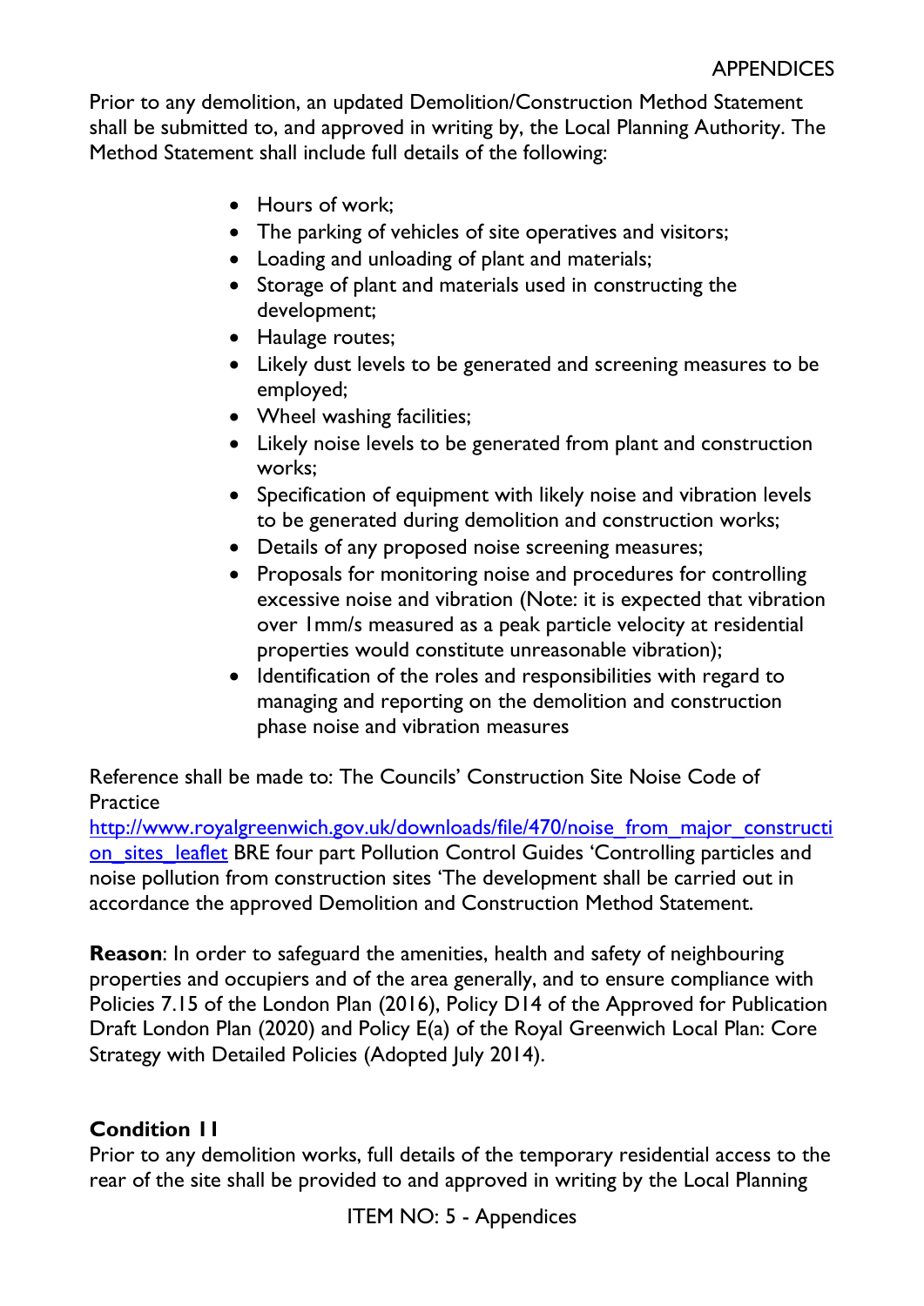Prior to any demolition, an updated Demolition/Construction Method Statement shall be submitted to, and approved in writing by, the Local Planning Authority. The Method Statement shall include full details of the following:

- Hours of work;
- The parking of vehicles of site operatives and visitors;
- Loading and unloading of plant and materials;
- Storage of plant and materials used in constructing the development;
- Haulage routes;
- Likely dust levels to be generated and screening measures to be employed;
- Wheel washing facilities;
- Likely noise levels to be generated from plant and construction works;
- Specification of equipment with likely noise and vibration levels to be generated during demolition and construction works;
- Details of any proposed noise screening measures;
- Proposals for monitoring noise and procedures for controlling excessive noise and vibration (Note: it is expected that vibration over 1mm/s measured as a peak particle velocity at residential properties would constitute unreasonable vibration);
- Identification of the roles and responsibilities with regard to managing and reporting on the demolition and construction phase noise and vibration measures

Reference shall be made to: The Councils' Construction Site Noise Code of Practice http://www.royalgreenwich.gov.uk/downloads/file/470/noise_from_major_construction_sites_leaflet BRE four part Pollution Control Guides 'Controlling particles and noise pollution from construction sites 'The development shall be carried out in accordance the approved Demolition and Construction Method Statement.

**Reason**: In order to safeguard the amenities, health and safety of neighbouring properties and occupiers and of the area generally, and to ensure compliance with Policies 7.15 of the London Plan (2016), Policy D14 of the Approved for Publication Draft London Plan (2020) and Policy E(a) of the Royal Greenwich Local Plan: Core Strategy with Detailed Policies (Adopted July 2014).

**Condition 11**

Prior to any demolition works, full details of the temporary residential access to the rear of the site shall be provided to and approved in writing by the Local Planning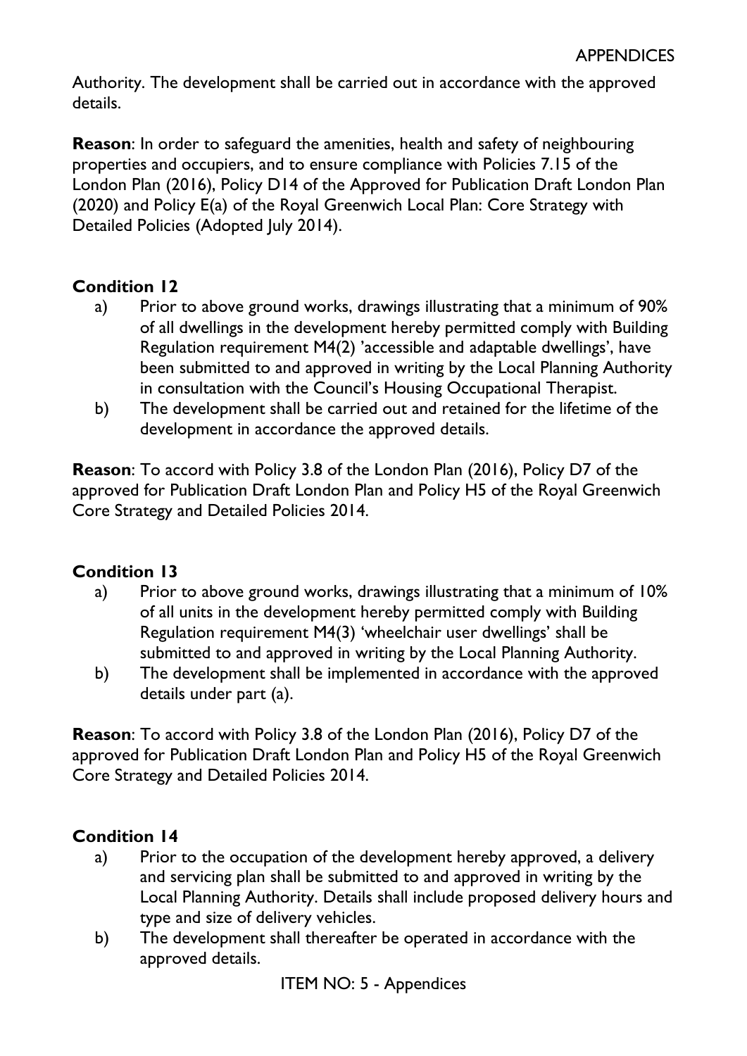Authority. The development shall be carried out in accordance with the approved details.

**Reason**: In order to safeguard the amenities, health and safety of neighbouring properties and occupiers, and to ensure compliance with Policies 7.15 of the London Plan (2016), Policy D14 of the Approved for Publication Draft London Plan (2020) and Policy E(a) of the Royal Greenwich Local Plan: Core Strategy with Detailed Policies (Adopted July 2014).

**Condition 12**

a) Prior to above ground works, drawings illustrating that a minimum of 90% of all dwellings in the development hereby permitted comply with Building Regulation requirement M4(2) 'accessible and adaptable dwellings', have been submitted to and approved in writing by the Local Planning Authority in consultation with the Council's Housing Occupational Therapist.

b) The development shall be carried out and retained for the lifetime of the development in accordance the approved details.

**Reason**: To accord with Policy 3.8 of the London Plan (2016), Policy D7 of the approved for Publication Draft London Plan and Policy H5 of the Royal Greenwich Core Strategy and Detailed Policies 2014.

**Condition 13**

a) Prior to above ground works, drawings illustrating that a minimum of 10% of all units in the development hereby permitted comply with Building Regulation requirement M4(3) 'wheelchair user dwellings' shall be submitted to and approved in writing by the Local Planning Authority.

b) The development shall be implemented in accordance with the approved details under part (a).

**Reason**: To accord with Policy 3.8 of the London Plan (2016), Policy D7 of the approved for Publication Draft London Plan and Policy H5 of the Royal Greenwich Core Strategy and Detailed Policies 2014.

**Condition 14**

a) Prior to the occupation of the development hereby approved, a delivery and servicing plan shall be submitted to and approved in writing by the Local Planning Authority. Details shall include proposed delivery hours and type and size of delivery vehicles.

b) The development shall thereafter be operated in accordance with the approved details.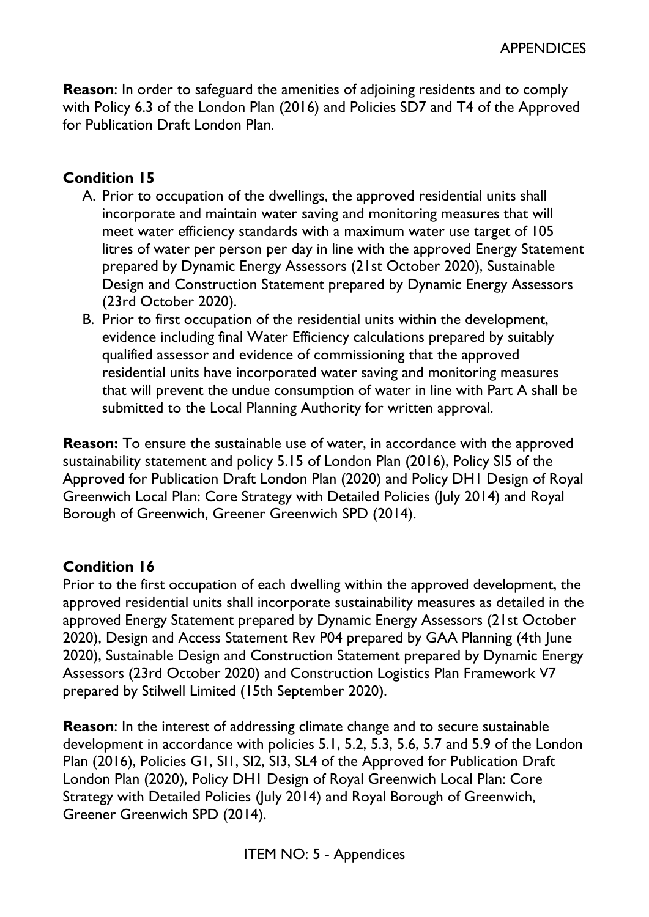**Reason**: In order to safeguard the amenities of adjoining residents and to comply with Policy 6.3 of the London Plan (2016) and Policies SD7 and T4 of the Approved for Publication Draft London Plan.

**Condition 15**

A. Prior to occupation of the dwellings, the approved residential units shall incorporate and maintain water saving and monitoring measures that will meet water efficiency standards with a maximum water use target of 105 litres of water per person per day in line with the approved Energy Statement prepared by Dynamic Energy Assessors (21st October 2020), Sustainable Design and Construction Statement prepared by Dynamic Energy Assessors (23rd October 2020).

B. Prior to first occupation of the residential units within the development, evidence including final Water Efficiency calculations prepared by suitably qualified assessor and evidence of commissioning that the approved residential units have incorporated water saving and monitoring measures that will prevent the undue consumption of water in line with Part A shall be submitted to the Local Planning Authority for written approval.

**Reason:** To ensure the sustainable use of water, in accordance with the approved sustainability statement and policy 5.15 of London Plan (2016), Policy SI5 of the Approved for Publication Draft London Plan (2020) and Policy DH1 Design of Royal Greenwich Local Plan: Core Strategy with Detailed Policies (July 2014) and Royal Borough of Greenwich, Greener Greenwich SPD (2014).

**Condition 16**

Prior to the first occupation of each dwelling within the approved development, the approved residential units shall incorporate sustainability measures as detailed in the approved Energy Statement prepared by Dynamic Energy Assessors (21st October 2020), Design and Access Statement Rev P04 prepared by GAA Planning (4th June 2020), Sustainable Design and Construction Statement prepared by Dynamic Energy Assessors (23rd October 2020) and Construction Logistics Plan Framework V7 prepared by Stilwell Limited (15th September 2020).

**Reason**: In the interest of addressing climate change and to secure sustainable development in accordance with policies 5.1, 5.2, 5.3, 5.6, 5.7 and 5.9 of the London Plan (2016), Policies G1, SI1, SI2, SI3, SL4 of the Approved for Publication Draft London Plan (2020), Policy DH1 Design of Royal Greenwich Local Plan: Core Strategy with Detailed Policies (July 2014) and Royal Borough of Greenwich, Greener Greenwich SPD (2014).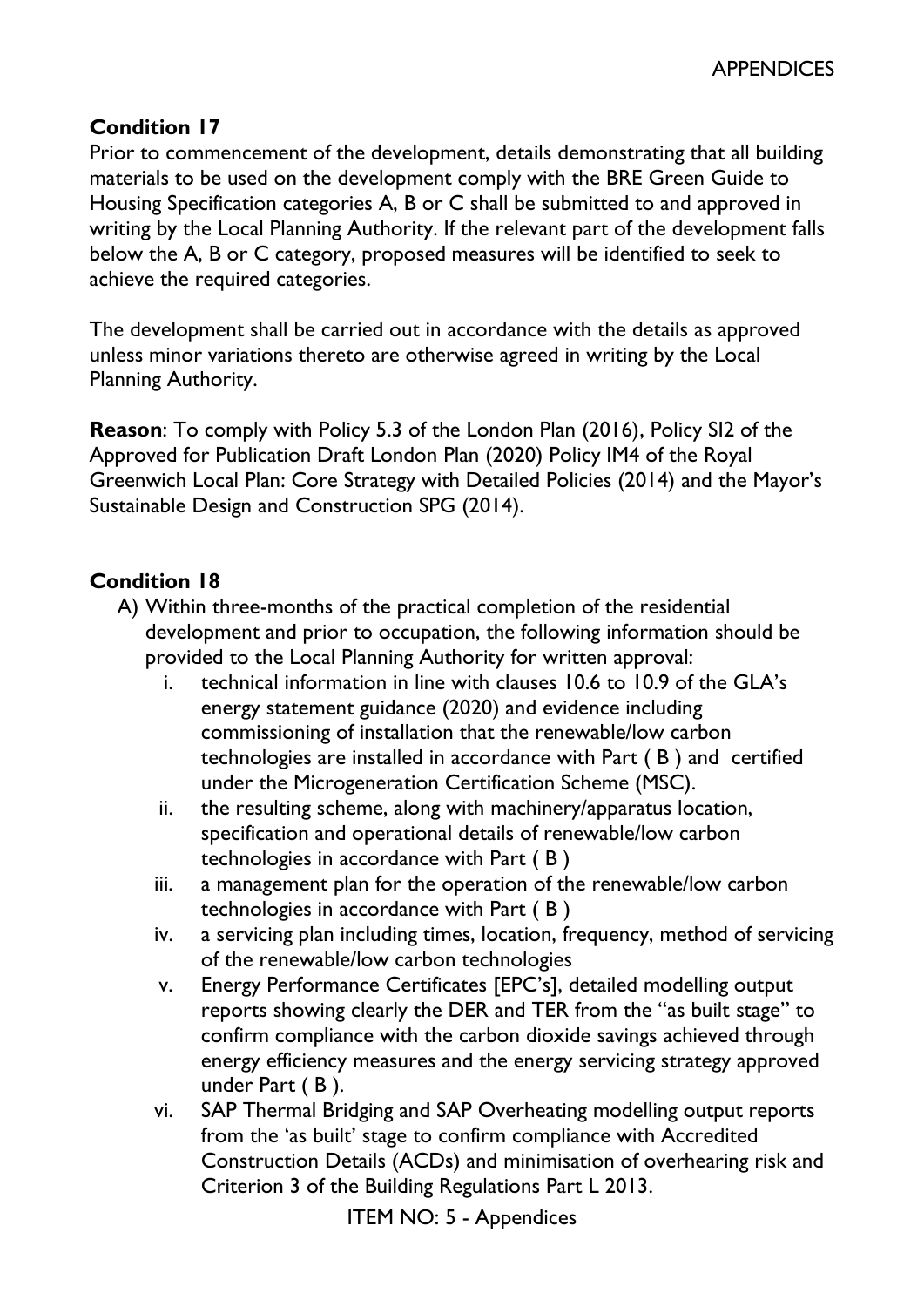**Condition 17**

Prior to commencement of the development, details demonstrating that all building materials to be used on the development comply with the BRE Green Guide to Housing Specification categories A, B or C shall be submitted to and approved in writing by the Local Planning Authority. If the relevant part of the development falls below the A, B or C category, proposed measures will be identified to seek to achieve the required categories.

The development shall be carried out in accordance with the details as approved unless minor variations thereto are otherwise agreed in writing by the Local Planning Authority.

**Reason**: To comply with Policy 5.3 of the London Plan (2016), Policy SI2 of the Approved for Publication Draft London Plan (2020) Policy IM4 of the Royal Greenwich Local Plan: Core Strategy with Detailed Policies (2014) and the Mayor's Sustainable Design and Construction SPG (2014).

**Condition 18**

A) Within three-months of the practical completion of the residential development and prior to occupation, the following information should be provided to the Local Planning Authority for written approval:

   i. technical information in line with clauses 10.6 to 10.9 of the GLA's energy statement guidance (2020) and evidence including commissioning of installation that the renewable/low carbon technologies are installed in accordance with Part ( B ) and certified under the Microgeneration Certification Scheme (MSC).

   ii. the resulting scheme, along with machinery/apparatus location, specification and operational details of renewable/low carbon technologies in accordance with Part ( B )

   iii. a management plan for the operation of the renewable/low carbon technologies in accordance with Part ( B )

   iv. a servicing plan including times, location, frequency, method of servicing of the renewable/low carbon technologies

   v. Energy Performance Certificates [EPC's], detailed modelling output reports showing clearly the DER and TER from the "as built stage" to confirm compliance with the carbon dioxide savings achieved through energy efficiency measures and the energy servicing strategy approved under Part ( B ).

   vi. SAP Thermal Bridging and SAP Overheating modelling output reports from the 'as built' stage to confirm compliance with Accredited Construction Details (ACDs) and minimisation of overhearing risk and Criterion 3 of the Building Regulations Part L 2013.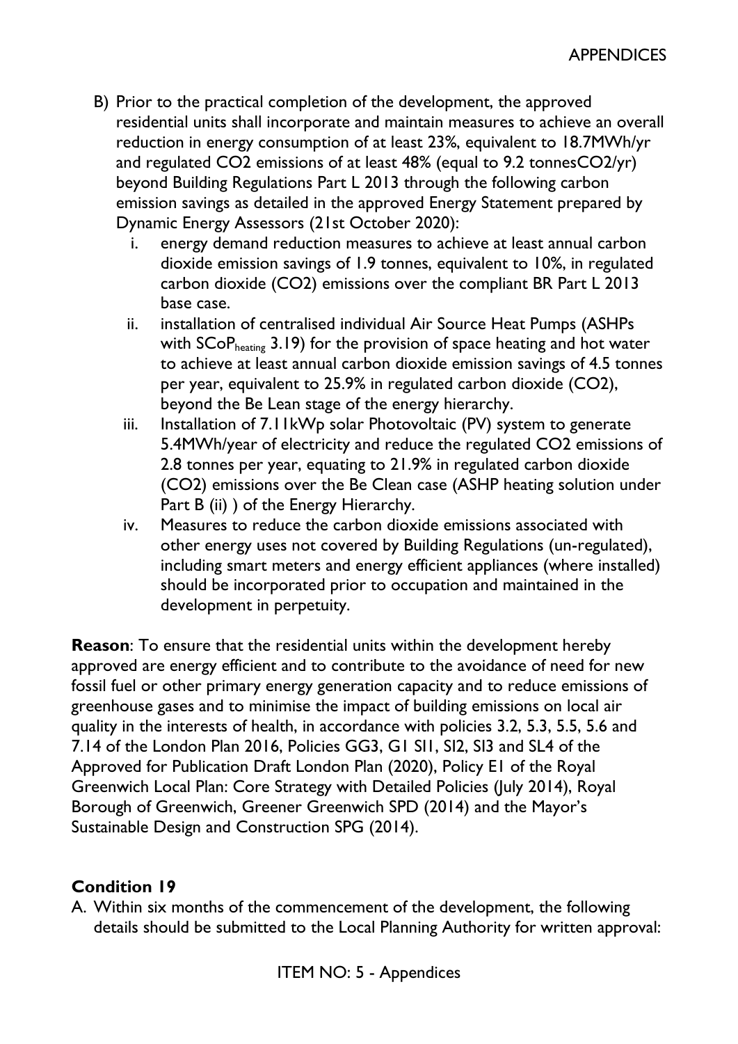B) Prior to the practical completion of the development, the approved residential units shall incorporate and maintain measures to achieve an overall reduction in energy consumption of at least 23%, equivalent to 18.7MWh/yr and regulated $CO_2$ emissions of at least 48% (equal to 9.2 tonnes$CO_2$/yr) beyond Building Regulations Part L 2013 through the following carbon emission savings as detailed in the approved Energy Statement prepared by Dynamic Energy Assessors (21st October 2020):

   i. energy demand reduction measures to achieve at least annual carbon dioxide emission savings of 1.9 tonnes, equivalent to 10%, in regulated carbon dioxide ($CO_2$) emissions over the compliant BR Part L 2013 base case.

   ii. installation of centralised individual Air Source Heat Pumps (ASHPs with $SCoP_{heating}$ 3.19) for the provision of space heating and hot water to achieve at least annual carbon dioxide emission savings of 4.5 tonnes per year, equivalent to 25.9% in regulated carbon dioxide ($CO_2$), beyond the Be Lean stage of the energy hierarchy.

   iii. Installation of 7.11kWp solar Photovoltaic (PV) system to generate 5.4MWh/year of electricity and reduce the regulated $CO_2$ emissions of 2.8 tonnes per year, equating to 21.9% in regulated carbon dioxide ($CO_2$) emissions over the Be Clean case (ASHP heating solution under Part B (ii) ) of the Energy Hierarchy.

   iv. Measures to reduce the carbon dioxide emissions associated with other energy uses not covered by Building Regulations (un-regulated), including smart meters and energy efficient appliances (where installed) should be incorporated prior to occupation and maintained in the development in perpetuity.

**Reason**: To ensure that the residential units within the development hereby approved are energy efficient and to contribute to the avoidance of need for new fossil fuel or other primary energy generation capacity and to reduce emissions of greenhouse gases and to minimise the impact of building emissions on local air quality in the interests of health, in accordance with policies 3.2, 5.3, 5.5, 5.6 and 7.14 of the London Plan 2016, Policies GG3, G1 SI1, SI2, SI3 and SL4 of the Approved for Publication Draft London Plan (2020), Policy E1 of the Royal Greenwich Local Plan: Core Strategy with Detailed Policies (July 2014), Royal Borough of Greenwich, Greener Greenwich SPD (2014) and the Mayor's Sustainable Design and Construction SPG (2014).

**Condition 19**

A. Within six months of the commencement of the development, the following details should be submitted to the Local Planning Authority for written approval: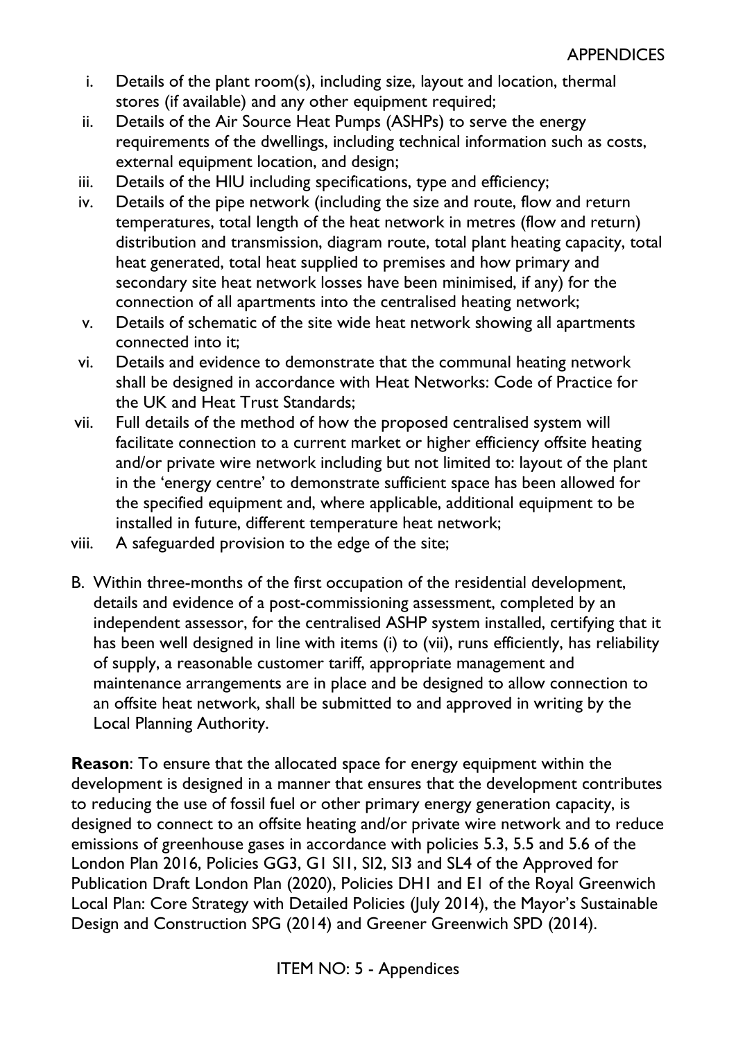i. Details of the plant room(s), including size, layout and location, thermal stores (if available) and any other equipment required;
ii. Details of the Air Source Heat Pumps (ASHPs) to serve the energy requirements of the dwellings, including technical information such as costs, external equipment location, and design;
iii. Details of the HIU including specifications, type and efficiency;
iv. Details of the pipe network (including the size and route, flow and return temperatures, total length of the heat network in metres (flow and return) distribution and transmission, diagram route, total plant heating capacity, total heat generated, total heat supplied to premises and how primary and secondary site heat network losses have been minimised, if any) for the connection of all apartments into the centralised heating network;
v. Details of schematic of the site wide heat network showing all apartments connected into it;
vi. Details and evidence to demonstrate that the communal heating network shall be designed in accordance with Heat Networks: Code of Practice for the UK and Heat Trust Standards;
vii. Full details of the method of how the proposed centralised system will facilitate connection to a current market or higher efficiency offsite heating and/or private wire network including but not limited to: layout of the plant in the 'energy centre' to demonstrate sufficient space has been allowed for the specified equipment and, where applicable, additional equipment to be installed in future, different temperature heat network;
viii. A safeguarded provision to the edge of the site;

B. Within three-months of the first occupation of the residential development, details and evidence of a post-commissioning assessment, completed by an independent assessor, for the centralised ASHP system installed, certifying that it has been well designed in line with items (i) to (vii), runs efficiently, has reliability of supply, a reasonable customer tariff, appropriate management and maintenance arrangements are in place and be designed to allow connection to an offsite heat network, shall be submitted to and approved in writing by the Local Planning Authority.

**Reason**: To ensure that the allocated space for energy equipment within the development is designed in a manner that ensures that the development contributes to reducing the use of fossil fuel or other primary energy generation capacity, is designed to connect to an offsite heating and/or private wire network and to reduce emissions of greenhouse gases in accordance with policies 5.3, 5.5 and 5.6 of the London Plan 2016, Policies GG3, G1 SI1, SI2, SI3 and SL4 of the Approved for Publication Draft London Plan (2020), Policies DH1 and E1 of the Royal Greenwich Local Plan: Core Strategy with Detailed Policies (July 2014), the Mayor's Sustainable Design and Construction SPG (2014) and Greener Greenwich SPD (2014).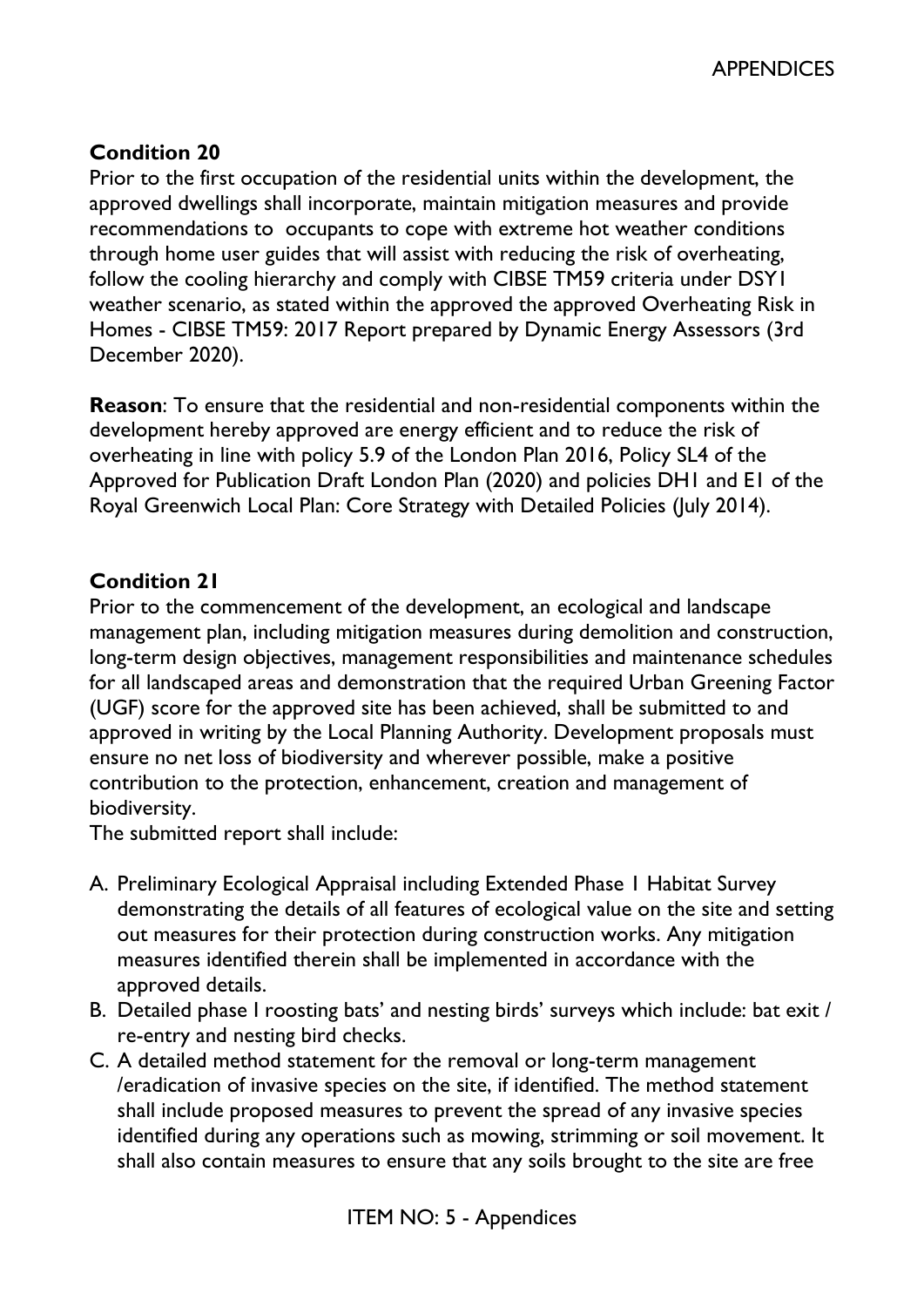**Condition 20**

Prior to the first occupation of the residential units within the development, the approved dwellings shall incorporate, maintain mitigation measures and provide recommendations to occupants to cope with extreme hot weather conditions through home user guides that will assist with reducing the risk of overheating, follow the cooling hierarchy and comply with CIBSE TM59 criteria under DSY1 weather scenario, as stated within the approved the approved Overheating Risk in Homes - CIBSE TM59: 2017 Report prepared by Dynamic Energy Assessors (3rd December 2020).

**Reason**: To ensure that the residential and non-residential components within the development hereby approved are energy efficient and to reduce the risk of overheating in line with policy 5.9 of the London Plan 2016, Policy SL4 of the Approved for Publication Draft London Plan (2020) and policies DH1 and E1 of the Royal Greenwich Local Plan: Core Strategy with Detailed Policies (July 2014).

**Condition 21**

Prior to the commencement of the development, an ecological and landscape management plan, including mitigation measures during demolition and construction, long-term design objectives, management responsibilities and maintenance schedules for all landscaped areas and demonstration that the required Urban Greening Factor (UGF) score for the approved site has been achieved, shall be submitted to and approved in writing by the Local Planning Authority. Development proposals must ensure no net loss of biodiversity and wherever possible, make a positive contribution to the protection, enhancement, creation and management of biodiversity.

The submitted report shall include:

A. Preliminary Ecological Appraisal including Extended Phase 1 Habitat Survey demonstrating the details of all features of ecological value on the site and setting out measures for their protection during construction works. Any mitigation measures identified therein shall be implemented in accordance with the approved details.
B. Detailed phase I roosting bats' and nesting birds' surveys which include: bat exit / re-entry and nesting bird checks.
C. A detailed method statement for the removal or long-term management /eradication of invasive species on the site, if identified. The method statement shall include proposed measures to prevent the spread of any invasive species identified during any operations such as mowing, strimming or soil movement. It shall also contain measures to ensure that any soils brought to the site are free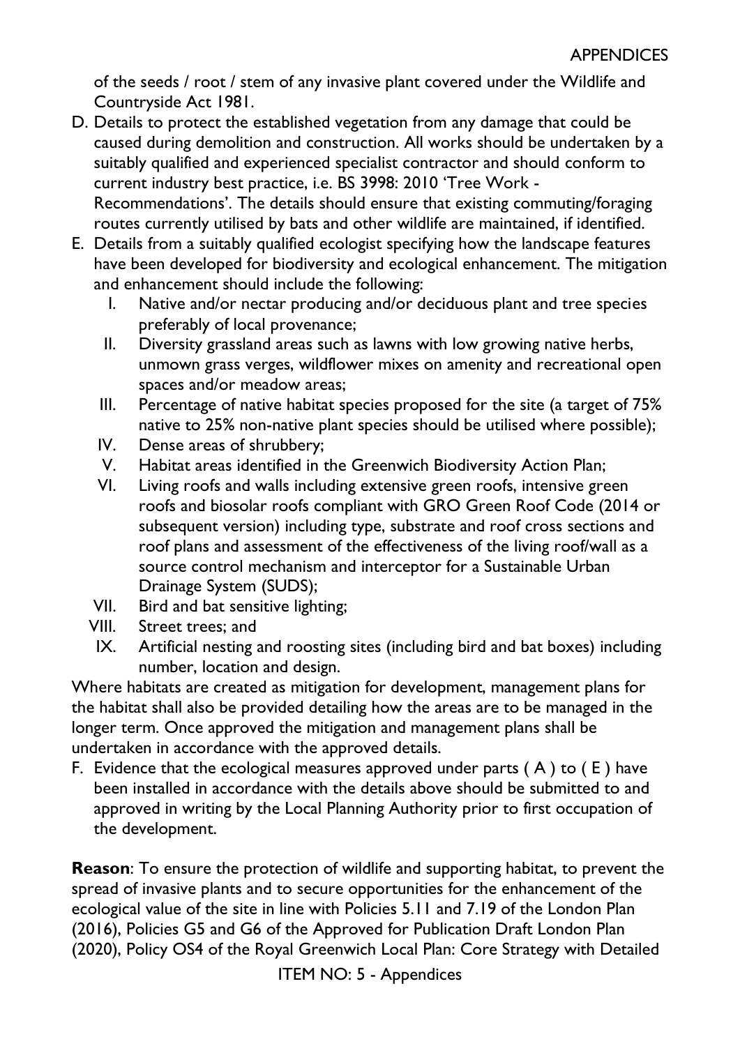of the seeds / root / stem of any invasive plant covered under the Wildlife and Countryside Act 1981.

D. Details to protect the established vegetation from any damage that could be caused during demolition and construction. All works should be undertaken by a suitably qualified and experienced specialist contractor and should conform to current industry best practice, i.e. BS 3998: 2010 'Tree Work - Recommendations'. The details should ensure that existing commuting/foraging routes currently utilised by bats and other wildlife are maintained, if identified.
E. Details from a suitably qualified ecologist specifying how the landscape features have been developed for biodiversity and ecological enhancement. The mitigation and enhancement should include the following:
   I. Native and/or nectar producing and/or deciduous plant and tree species preferably of local provenance;
   II. Diversity grassland areas such as lawns with low growing native herbs, unmown grass verges, wildflower mixes on amenity and recreational open spaces and/or meadow areas;
   III. Percentage of native habitat species proposed for the site (a target of 75% native to 25% non-native plant species should be utilised where possible);
   IV. Dense areas of shrubbery;
   V. Habitat areas identified in the Greenwich Biodiversity Action Plan;
   VI. Living roofs and walls including extensive green roofs, intensive green roofs and biosolar roofs compliant with GRO Green Roof Code (2014 or subsequent version) including type, substrate and roof cross sections and roof plans and assessment of the effectiveness of the living roof/wall as a source control mechanism and interceptor for a Sustainable Urban Drainage System (SUDS);
   VII. Bird and bat sensitive lighting;
   VIII. Street trees; and
   IX. Artificial nesting and roosting sites (including bird and bat boxes) including number, location and design.

Where habitats are created as mitigation for development, management plans for the habitat shall also be provided detailing how the areas are to be managed in the longer term. Once approved the mitigation and management plans shall be undertaken in accordance with the approved details.

F. Evidence that the ecological measures approved under parts ( A ) to ( E ) have been installed in accordance with the details above should be submitted to and approved in writing by the Local Planning Authority prior to first occupation of the development.

**Reason**: To ensure the protection of wildlife and supporting habitat, to prevent the spread of invasive plants and to secure opportunities for the enhancement of the ecological value of the site in line with Policies 5.11 and 7.19 of the London Plan (2016), Policies G5 and G6 of the Approved for Publication Draft London Plan (2020), Policy OS4 of the Royal Greenwich Local Plan: Core Strategy with Detailed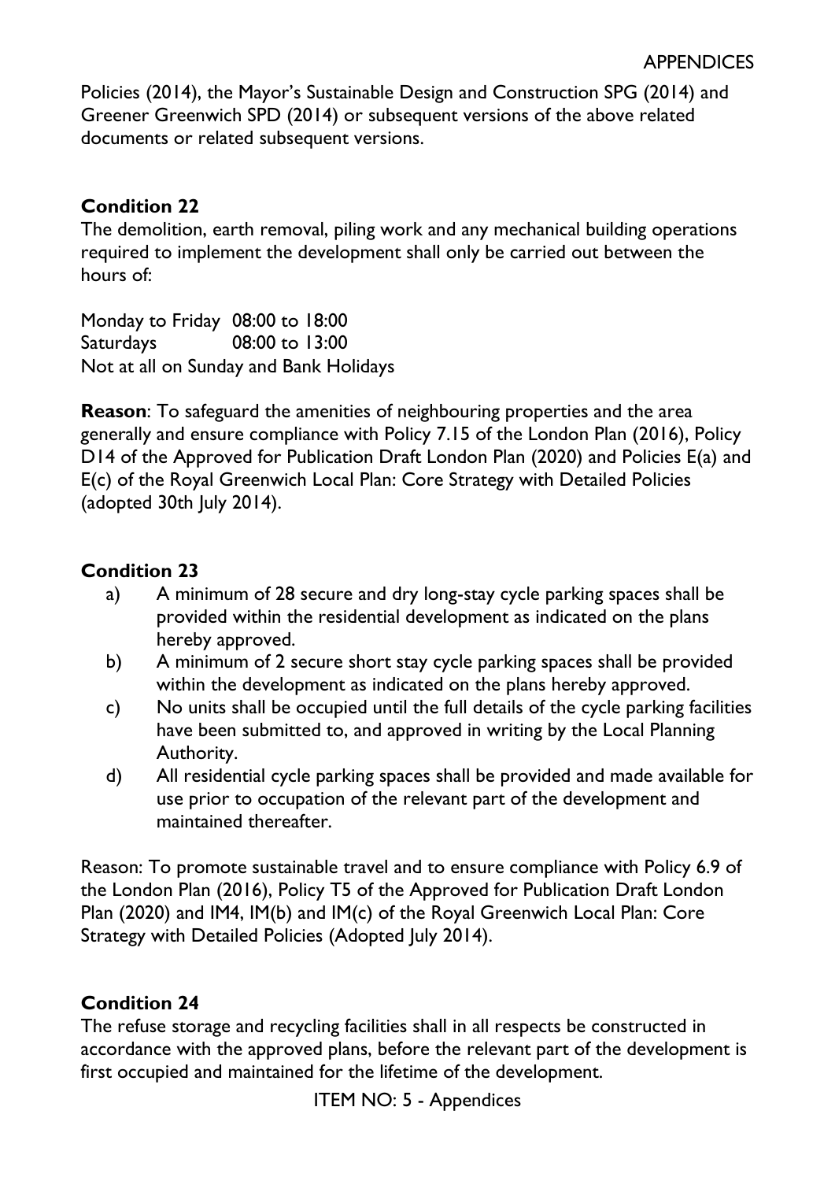Policies (2014), the Mayor's Sustainable Design and Construction SPG (2014) and Greener Greenwich SPD (2014) or subsequent versions of the above related documents or related subsequent versions.

**Condition 22**

The demolition, earth removal, piling work and any mechanical building operations required to implement the development shall only be carried out between the hours of:

Monday to Friday 08:00 to 18:00
Saturdays 08:00 to 13:00
Not at all on Sunday and Bank Holidays

**Reason**: To safeguard the amenities of neighbouring properties and the area generally and ensure compliance with Policy 7.15 of the London Plan (2016), Policy D14 of the Approved for Publication Draft London Plan (2020) and Policies E(a) and E(c) of the Royal Greenwich Local Plan: Core Strategy with Detailed Policies (adopted 30th July 2014).

**Condition 23**

a) A minimum of 28 secure and dry long-stay cycle parking spaces shall be provided within the residential development as indicated on the plans hereby approved.

b) A minimum of 2 secure short stay cycle parking spaces shall be provided within the development as indicated on the plans hereby approved.

c) No units shall be occupied until the full details of the cycle parking facilities have been submitted to, and approved in writing by the Local Planning Authority.

d) All residential cycle parking spaces shall be provided and made available for use prior to occupation of the relevant part of the development and maintained thereafter.

Reason: To promote sustainable travel and to ensure compliance with Policy 6.9 of the London Plan (2016), Policy T5 of the Approved for Publication Draft London Plan (2020) and IM4, IM(b) and IM(c) of the Royal Greenwich Local Plan: Core Strategy with Detailed Policies (Adopted July 2014).

**Condition 24**

The refuse storage and recycling facilities shall in all respects be constructed in accordance with the approved plans, before the relevant part of the development is first occupied and maintained for the lifetime of the development.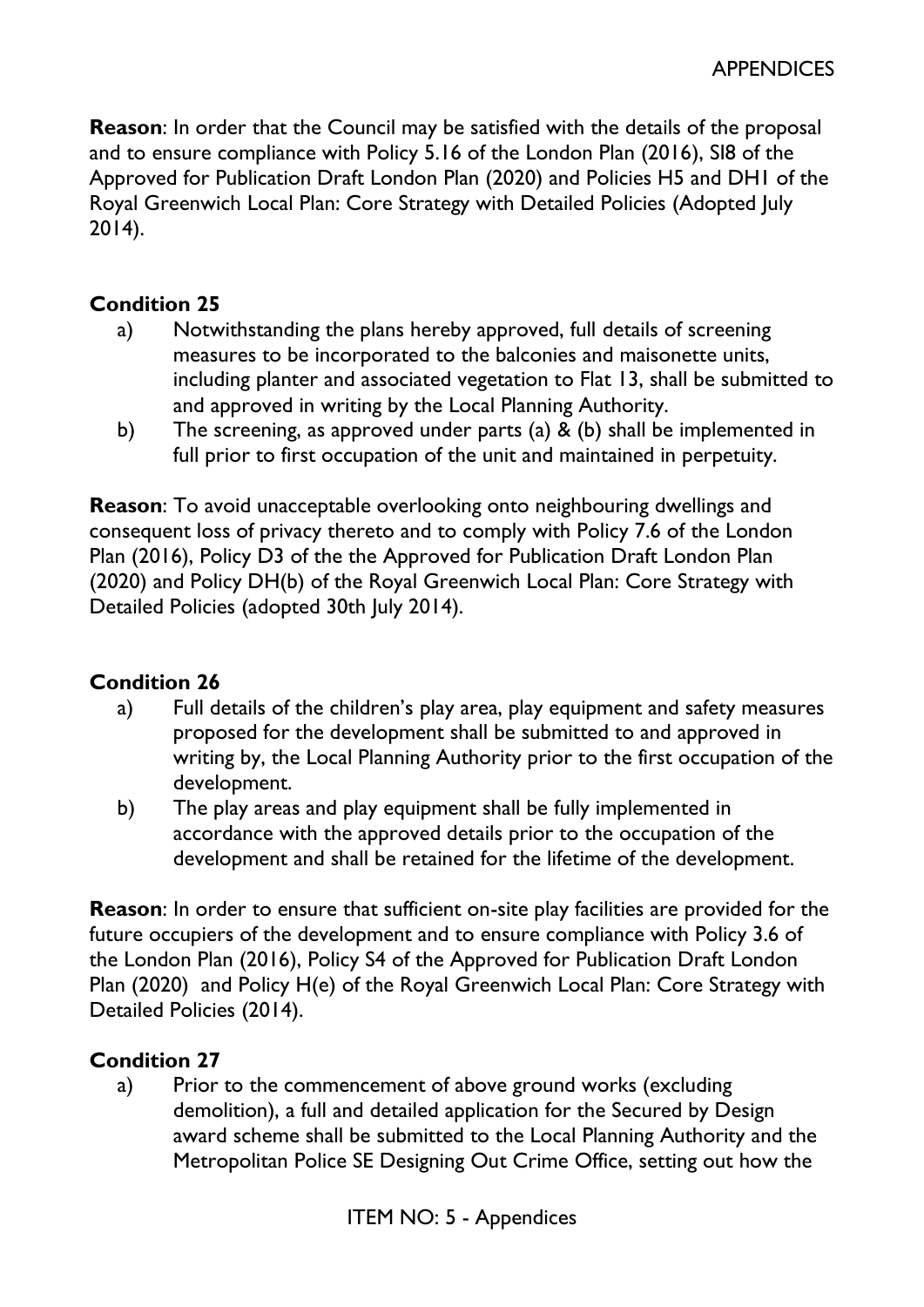**Reason**: In order that the Council may be satisfied with the details of the proposal and to ensure compliance with Policy 5.16 of the London Plan (2016), SI8 of the Approved for Publication Draft London Plan (2020) and Policies H5 and DH1 of the Royal Greenwich Local Plan: Core Strategy with Detailed Policies (Adopted July 2014).

**Condition 25**

a) Notwithstanding the plans hereby approved, full details of screening measures to be incorporated to the balconies and maisonette units, including planter and associated vegetation to Flat 13, shall be submitted to and approved in writing by the Local Planning Authority.

b) The screening, as approved under parts (a) & (b) shall be implemented in full prior to first occupation of the unit and maintained in perpetuity.

**Reason**: To avoid unacceptable overlooking onto neighbouring dwellings and consequent loss of privacy thereto and to comply with Policy 7.6 of the London Plan (2016), Policy D3 of the the Approved for Publication Draft London Plan (2020) and Policy DH(b) of the Royal Greenwich Local Plan: Core Strategy with Detailed Policies (adopted 30th July 2014).

**Condition 26**

a) Full details of the children's play area, play equipment and safety measures proposed for the development shall be submitted to and approved in writing by, the Local Planning Authority prior to the first occupation of the development.

b) The play areas and play equipment shall be fully implemented in accordance with the approved details prior to the occupation of the development and shall be retained for the lifetime of the development.

**Reason**: In order to ensure that sufficient on-site play facilities are provided for the future occupiers of the development and to ensure compliance with Policy 3.6 of the London Plan (2016), Policy S4 of the Approved for Publication Draft London Plan (2020) and Policy H(e) of the Royal Greenwich Local Plan: Core Strategy with Detailed Policies (2014).

**Condition 27**

a) Prior to the commencement of above ground works (excluding demolition), a full and detailed application for the Secured by Design award scheme shall be submitted to the Local Planning Authority and the Metropolitan Police SE Designing Out Crime Office, setting out how the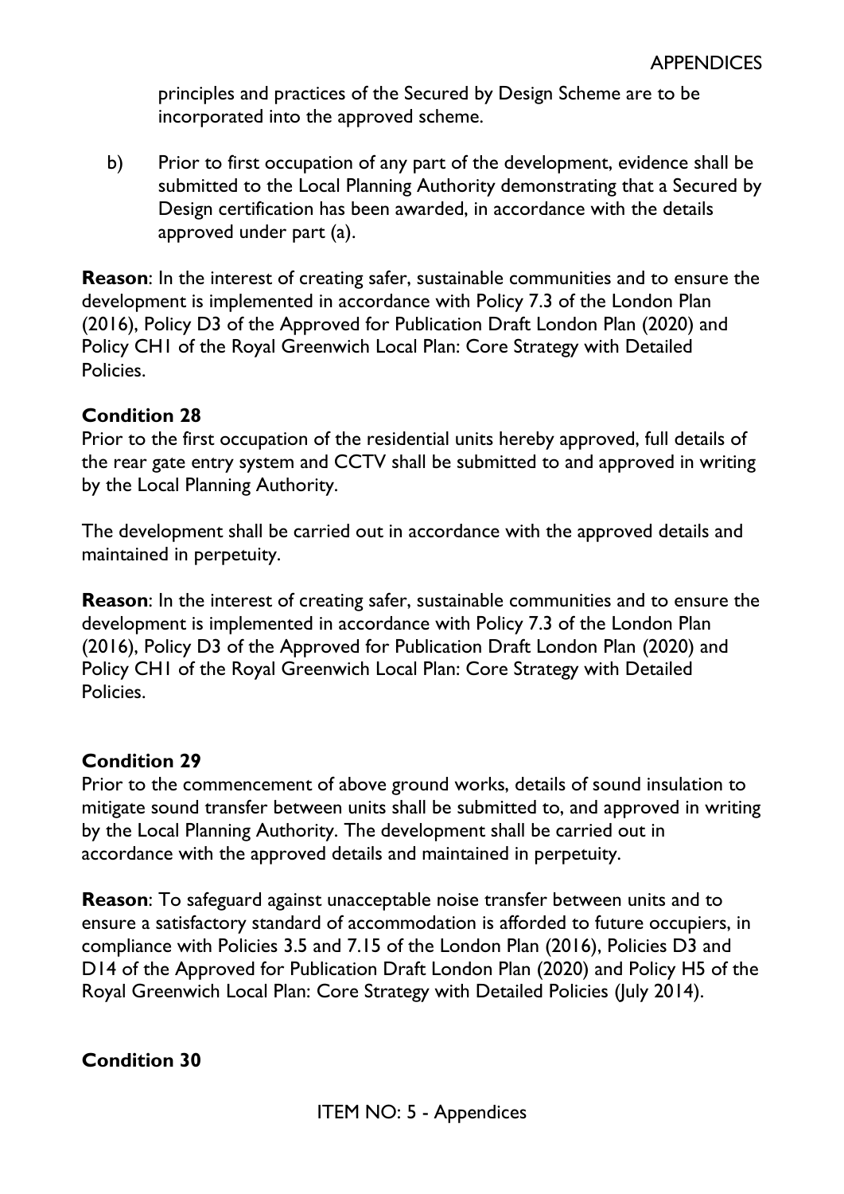principles and practices of the Secured by Design Scheme are to be incorporated into the approved scheme.

b) Prior to first occupation of any part of the development, evidence shall be submitted to the Local Planning Authority demonstrating that a Secured by Design certification has been awarded, in accordance with the details approved under part (a).

**Reason**: In the interest of creating safer, sustainable communities and to ensure the development is implemented in accordance with Policy 7.3 of the London Plan (2016), Policy D3 of the Approved for Publication Draft London Plan (2020) and Policy CH1 of the Royal Greenwich Local Plan: Core Strategy with Detailed Policies.

**Condition 28**

Prior to the first occupation of the residential units hereby approved, full details of the rear gate entry system and CCTV shall be submitted to and approved in writing by the Local Planning Authority.

The development shall be carried out in accordance with the approved details and maintained in perpetuity.

**Reason**: In the interest of creating safer, sustainable communities and to ensure the development is implemented in accordance with Policy 7.3 of the London Plan (2016), Policy D3 of the Approved for Publication Draft London Plan (2020) and Policy CH1 of the Royal Greenwich Local Plan: Core Strategy with Detailed Policies.

**Condition 29**

Prior to the commencement of above ground works, details of sound insulation to mitigate sound transfer between units shall be submitted to, and approved in writing by the Local Planning Authority. The development shall be carried out in accordance with the approved details and maintained in perpetuity.

**Reason**: To safeguard against unacceptable noise transfer between units and to ensure a satisfactory standard of accommodation is afforded to future occupiers, in compliance with Policies 3.5 and 7.15 of the London Plan (2016), Policies D3 and D14 of the Approved for Publication Draft London Plan (2020) and Policy H5 of the Royal Greenwich Local Plan: Core Strategy with Detailed Policies (July 2014).

**Condition 30**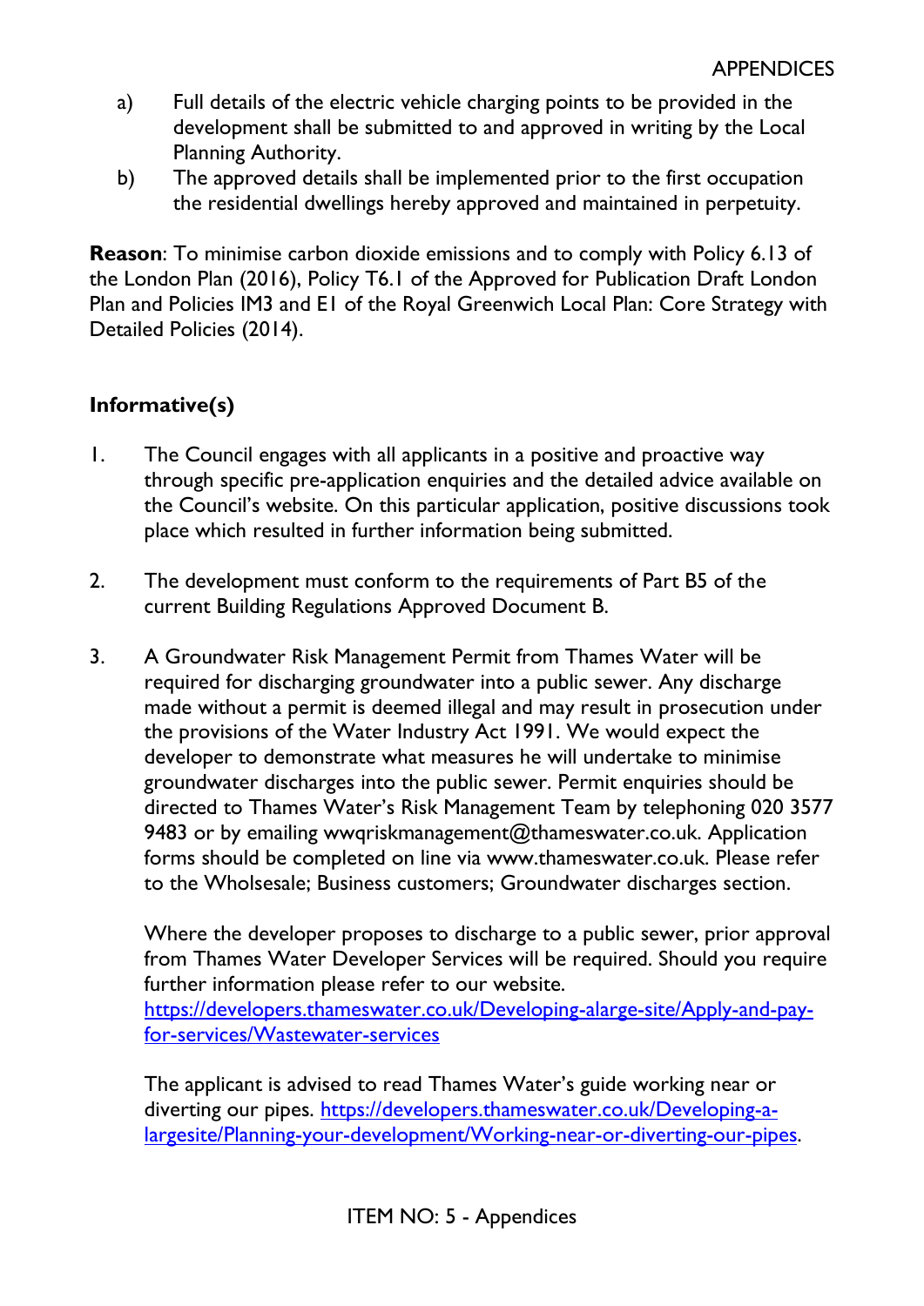a) Full details of the electric vehicle charging points to be provided in the development shall be submitted to and approved in writing by the Local Planning Authority.

b) The approved details shall be implemented prior to the first occupation the residential dwellings hereby approved and maintained in perpetuity.

**Reason**: To minimise carbon dioxide emissions and to comply with Policy 6.13 of the London Plan (2016), Policy T6.1 of the Approved for Publication Draft London Plan and Policies IM3 and E1 of the Royal Greenwich Local Plan: Core Strategy with Detailed Policies (2014).

## Informative(s)

1. The Council engages with all applicants in a positive and proactive way through specific pre-application enquiries and the detailed advice available on the Council's website. On this particular application, positive discussions took place which resulted in further information being submitted.

2. The development must conform to the requirements of Part B5 of the current Building Regulations Approved Document B.

3. A Groundwater Risk Management Permit from Thames Water will be required for discharging groundwater into a public sewer. Any discharge made without a permit is deemed illegal and may result in prosecution under the provisions of the Water Industry Act 1991. We would expect the developer to demonstrate what measures he will undertake to minimise groundwater discharges into the public sewer. Permit enquiries should be directed to Thames Water's Risk Management Team by telephoning 020 3577 9483 or by emailing wwqriskmanagement@thameswater.co.uk. Application forms should be completed on line via www.thameswater.co.uk. Please refer to the Wholsesale; Business customers; Groundwater discharges section.

   Where the developer proposes to discharge to a public sewer, prior approval from Thames Water Developer Services will be required. Should you require further information please refer to our website. https://developers.thameswater.co.uk/Developing-alarge-site/Apply-and-pay-for-services/Wastewater-services

   The applicant is advised to read Thames Water's guide working near or diverting our pipes. https://developers.thameswater.co.uk/Developing-a-largesite/Planning-your-development/Working-near-or-diverting-our-pipes.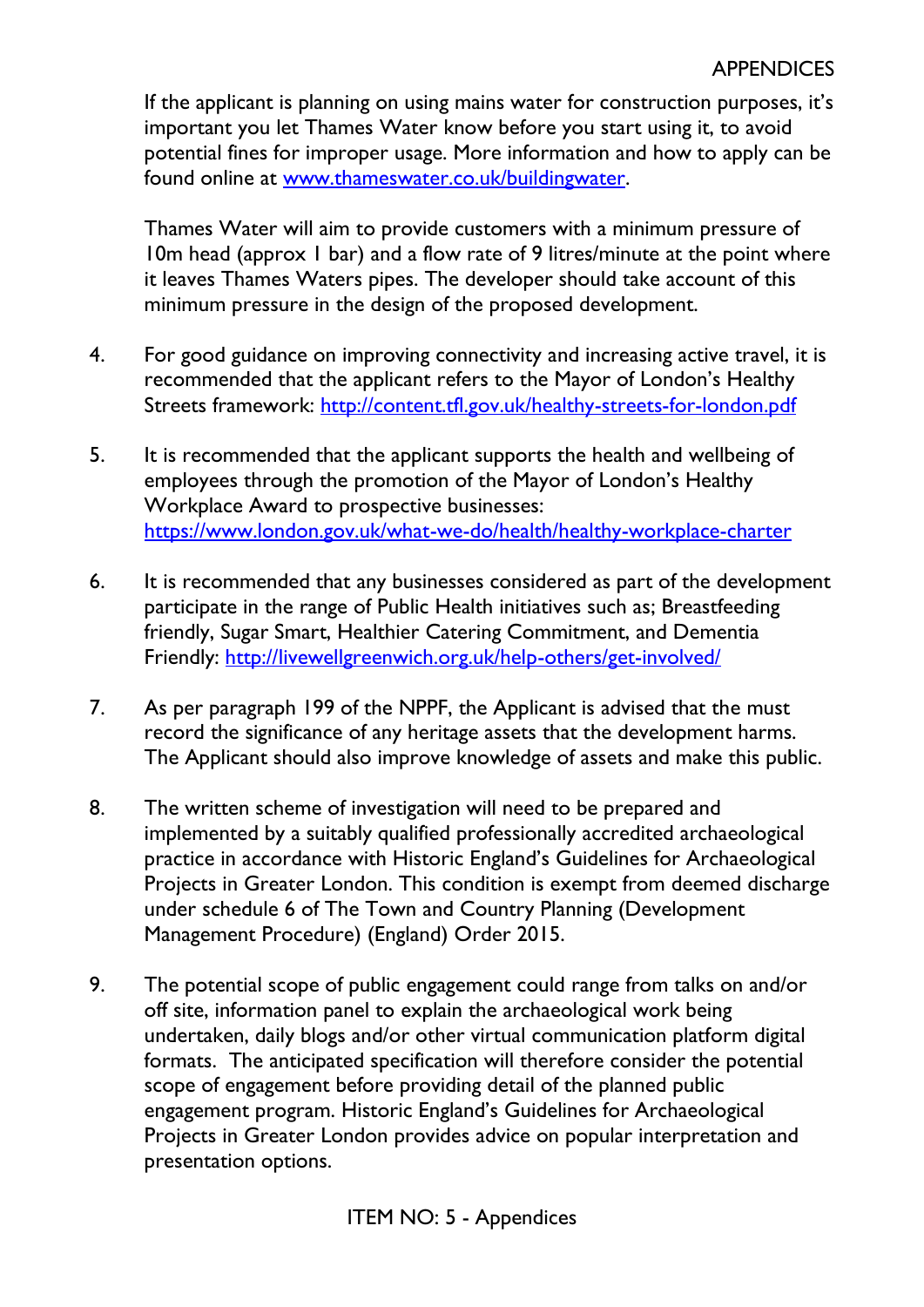If the applicant is planning on using mains water for construction purposes, it's important you let Thames Water know before you start using it, to avoid potential fines for improper usage. More information and how to apply can be found online at www.thameswater.co.uk/buildingwater.

Thames Water will aim to provide customers with a minimum pressure of 10m head (approx 1 bar) and a flow rate of 9 litres/minute at the point where it leaves Thames Waters pipes. The developer should take account of this minimum pressure in the design of the proposed development.

4. For good guidance on improving connectivity and increasing active travel, it is recommended that the applicant refers to the Mayor of London's Healthy Streets framework: http://content.tfl.gov.uk/healthy-streets-for-london.pdf

5. It is recommended that the applicant supports the health and wellbeing of employees through the promotion of the Mayor of London's Healthy Workplace Award to prospective businesses: https://www.london.gov.uk/what-we-do/health/healthy-workplace-charter

6. It is recommended that any businesses considered as part of the development participate in the range of Public Health initiatives such as; Breastfeeding friendly, Sugar Smart, Healthier Catering Commitment, and Dementia Friendly: http://livewellgreenwich.org.uk/help-others/get-involved/

7. As per paragraph 199 of the NPPF, the Applicant is advised that the must record the significance of any heritage assets that the development harms. The Applicant should also improve knowledge of assets and make this public.

8. The written scheme of investigation will need to be prepared and implemented by a suitably qualified professionally accredited archaeological practice in accordance with Historic England's Guidelines for Archaeological Projects in Greater London. This condition is exempt from deemed discharge under schedule 6 of The Town and Country Planning (Development Management Procedure) (England) Order 2015.

9. The potential scope of public engagement could range from talks on and/or off site, information panel to explain the archaeological work being undertaken, daily blogs and/or other virtual communication platform digital formats. The anticipated specification will therefore consider the potential scope of engagement before providing detail of the planned public engagement program. Historic England's Guidelines for Archaeological Projects in Greater London provides advice on popular interpretation and presentation options.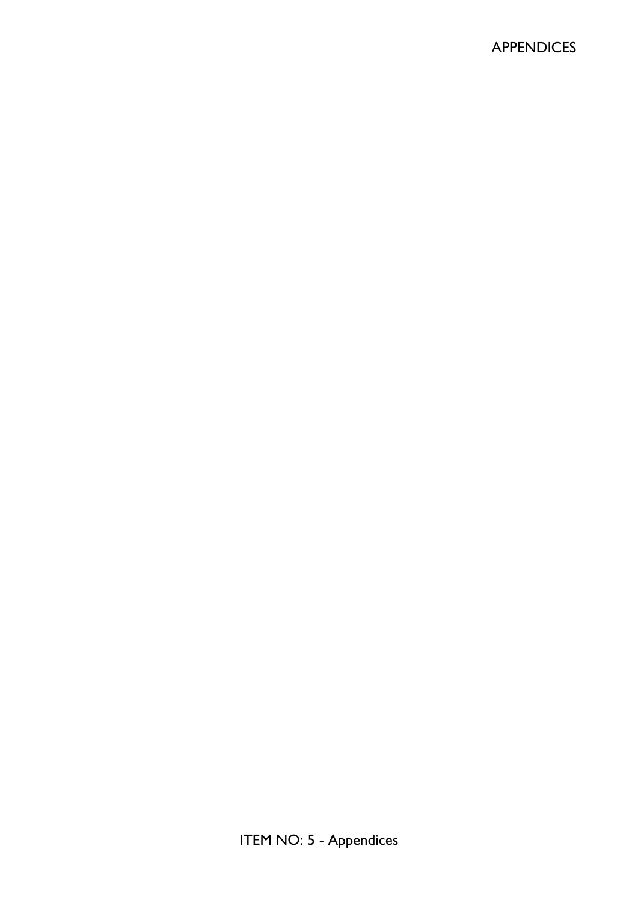APPENDICES

ITEM NO: 5 - Appendices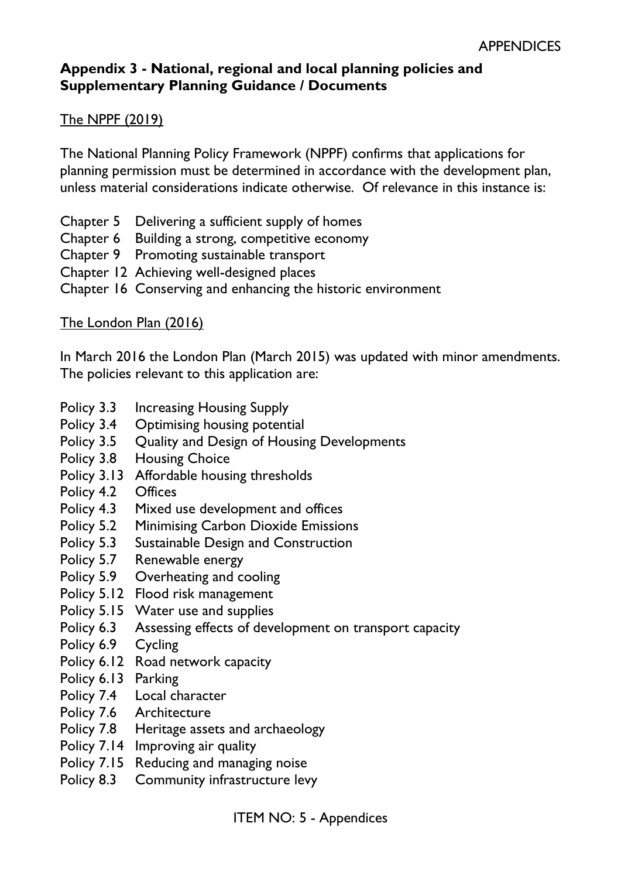## Appendix 3 - National, regional and local planning policies and Supplementary Planning Guidance / Documents

The NPPF (2019)

The National Planning Policy Framework (NPPF) confirms that applications for planning permission must be determined in accordance with the development plan, unless material considerations indicate otherwise. Of relevance in this instance is:

- Chapter 5 Delivering a sufficient supply of homes
- Chapter 6 Building a strong, competitive economy
- Chapter 9 Promoting sustainable transport
- Chapter 12 Achieving well-designed places
- Chapter 16 Conserving and enhancing the historic environment

The London Plan (2016)

In March 2016 the London Plan (March 2015) was updated with minor amendments. The policies relevant to this application are:

- Policy 3.3 Increasing Housing Supply
- Policy 3.4 Optimising housing potential
- Policy 3.5 Quality and Design of Housing Developments
- Policy 3.8 Housing Choice
- Policy 3.13 Affordable housing thresholds
- Policy 4.2 Offices
- Policy 4.3 Mixed use development and offices
- Policy 5.2 Minimising Carbon Dioxide Emissions
- Policy 5.3 Sustainable Design and Construction
- Policy 5.7 Renewable energy
- Policy 5.9 Overheating and cooling
- Policy 5.12 Flood risk management
- Policy 5.15 Water use and supplies
- Policy 6.3 Assessing effects of development on transport capacity
- Policy 6.9 Cycling
- Policy 6.12 Road network capacity
- Policy 6.13 Parking
- Policy 7.4 Local character
- Policy 7.6 Architecture
- Policy 7.8 Heritage assets and archaeology
- Policy 7.14 Improving air quality
- Policy 7.15 Reducing and managing noise
- Policy 8.3 Community infrastructure levy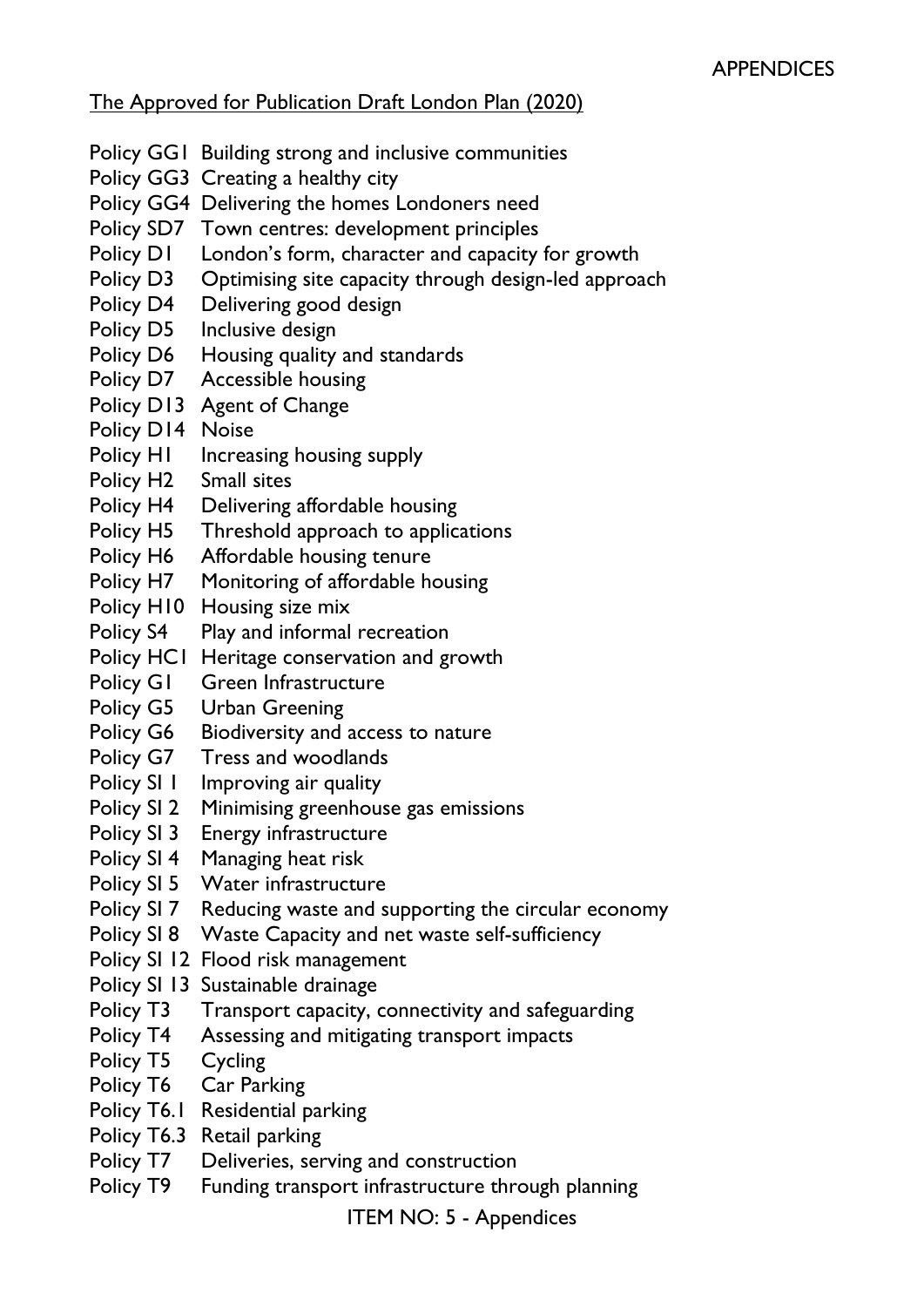The Approved for Publication Draft London Plan (2020)

Policy GG1 Building strong and inclusive communities
Policy GG3 Creating a healthy city
Policy GG4 Delivering the homes Londoners need
Policy SD7 Town centres: development principles
Policy D1 London's form, character and capacity for growth
Policy D3 Optimising site capacity through design-led approach
Policy D4 Delivering good design
Policy D5 Inclusive design
Policy D6 Housing quality and standards
Policy D7 Accessible housing
Policy D13 Agent of Change
Policy D14 Noise
Policy H1 Increasing housing supply
Policy H2 Small sites
Policy H4 Delivering affordable housing
Policy H5 Threshold approach to applications
Policy H6 Affordable housing tenure
Policy H7 Monitoring of affordable housing
Policy H10 Housing size mix
Policy S4 Play and informal recreation
Policy HC1 Heritage conservation and growth
Policy G1 Green Infrastructure
Policy G5 Urban Greening
Policy G6 Biodiversity and access to nature
Policy G7 Tress and woodlands
Policy SI 1 Improving air quality
Policy SI 2 Minimising greenhouse gas emissions
Policy SI 3 Energy infrastructure
Policy SI 4 Managing heat risk
Policy SI 5 Water infrastructure
Policy SI 7 Reducing waste and supporting the circular economy
Policy SI 8 Waste Capacity and net waste self-sufficiency
Policy SI 12 Flood risk management
Policy SI 13 Sustainable drainage
Policy T3 Transport capacity, connectivity and safeguarding
Policy T4 Assessing and mitigating transport impacts
Policy T5 Cycling
Policy T6 Car Parking
Policy T6.1 Residential parking
Policy T6.3 Retail parking
Policy T7 Deliveries, serving and construction
Policy T9 Funding transport infrastructure through planning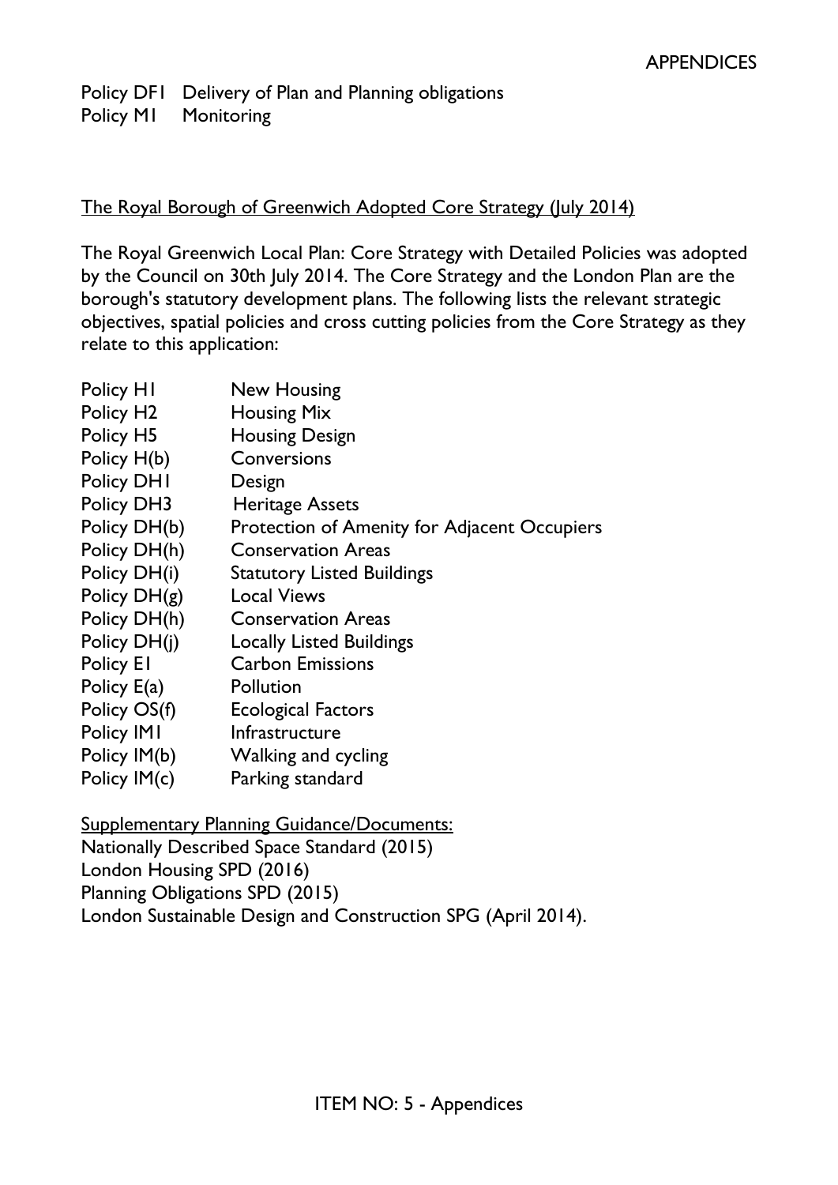Policy DF1 Delivery of Plan and Planning obligations
Policy M1 Monitoring

The Royal Borough of Greenwich Adopted Core Strategy (July 2014)

The Royal Greenwich Local Plan: Core Strategy with Detailed Policies was adopted by the Council on 30th July 2014. The Core Strategy and the London Plan are the borough's statutory development plans. The following lists the relevant strategic objectives, spatial policies and cross cutting policies from the Core Strategy as they relate to this application:

| | |
|---|---|
| Policy H1 | New Housing |
| Policy H2 | Housing Mix |
| Policy H5 | Housing Design |
| Policy H(b) | Conversions |
| Policy DH1 | Design |
| Policy DH3 | Heritage Assets |
| Policy DH(b) | Protection of Amenity for Adjacent Occupiers |
| Policy DH(h) | Conservation Areas |
| Policy DH(i) | Statutory Listed Buildings |
| Policy DH(g) | Local Views |
| Policy DH(h) | Conservation Areas |
| Policy DH(j) | Locally Listed Buildings |
| Policy E1 | Carbon Emissions |
| Policy E(a) | Pollution |
| Policy OS(f) | Ecological Factors |
| Policy IM1 | Infrastructure |
| Policy IM(b) | Walking and cycling |
| Policy IM(c) | Parking standard |

Supplementary Planning Guidance/Documents:
Nationally Described Space Standard (2015)
London Housing SPD (2016)
Planning Obligations SPD (2015)
London Sustainable Design and Construction SPG (April 2014).